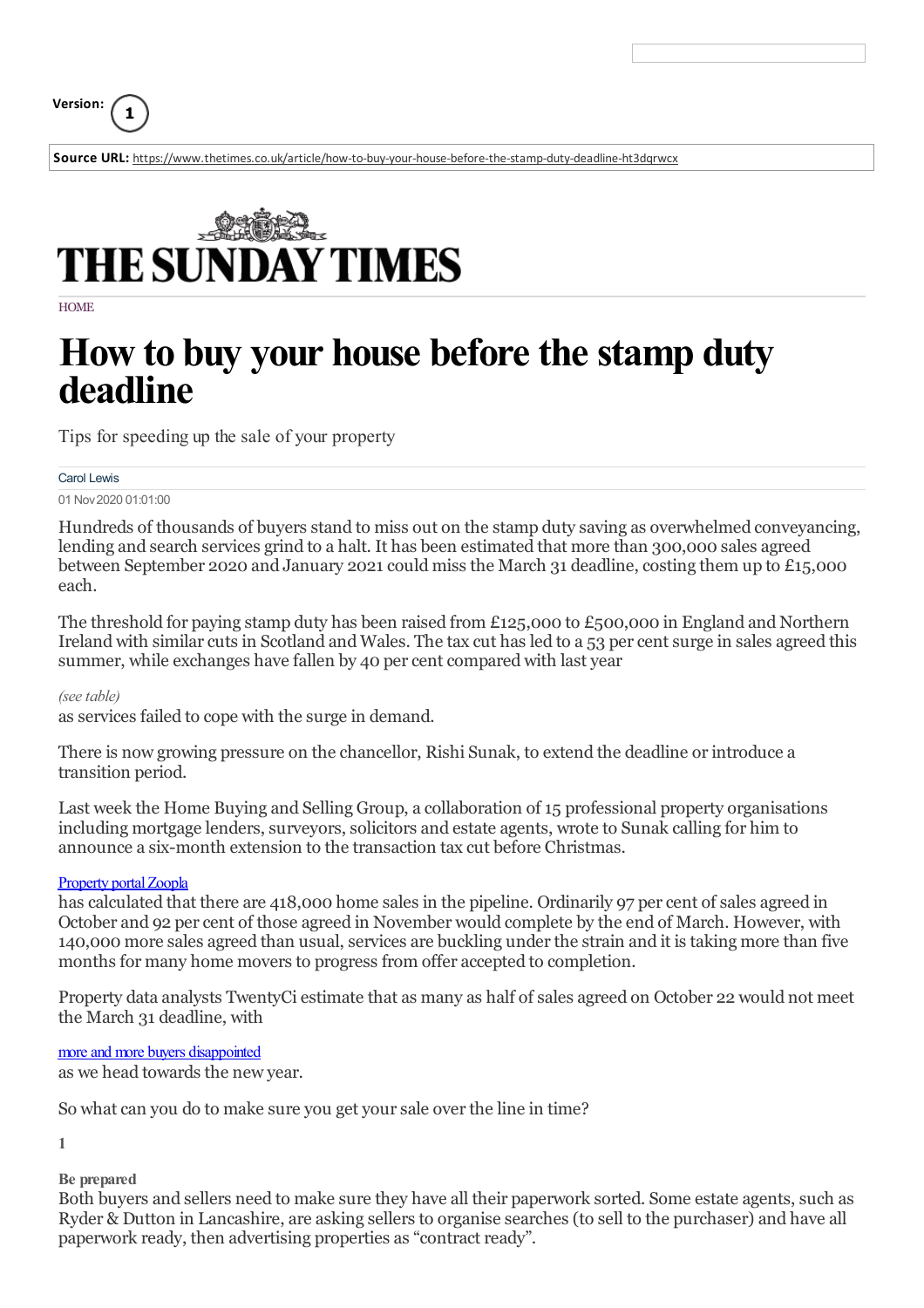Version: 1

**Source URL:** https://www.thetimes.co.uk/article/how-to-buy-your-house-before-the-stamp-duty-deadline-ht3dqrwcx

THE SUNDAY TIMES

HOME

# How to buy your house before the stamp duty deadline

Tips for speeding up the sale of your property

Carol Lewis

01 Nov 2020 01:01:00

Hundreds of thousands of buyers stand to miss out on the stamp duty saving as overwhelmed conveyancing, lending and search services grind to a halt. It has been estimated that more than 300,000 sales agreed between September 2020 and January 2021 could miss the March 31 deadline, costing them up to £15,000 each.

The threshold for paying stamp duty has been raised from £125,000 to £500,000 in England and Northern Ireland with similar cuts in Scotland and Wales. The tax cut has led to a 53 per cent surge in sales agreed this summer, while exchanges have fallen by 40 per cent compared with last year

*(see table)*

as services failed to cope with the surge in demand.

There is now growing pressure on the chancellor, Rishi Sunak, to extend the deadline or introduce a transition period.

Last week the Home Buying and Selling Group, a collaboration of 15 professional property organisations including mortgage lenders, surveyors, solicitors and estate agents, wrote to Sunak calling for him to announce a six-month extension to the transaction tax cut before Christmas.

Property portal Zoopla

has calculated that there are 418,000 home sales in the pipeline. Ordinarily 97 per cent of sales agreed in October and 92 per cent of those agreed in November would complete by the end of March. However, with 140,000 more sales agreed than usual, services are buckling under the strain and it is taking more than five months for many home movers to progress from offer accepted to completion.

Property data analysts TwentyCi estimate that as many as half of sales agreed on October 22 would not meet the March 31 deadline, with

more and more buyers disappointed

as we head towards the new year.

So what can you do to make sure you get your sale over the line in time?

**1**

**Be prepared**

Both buyers and sellers need to make sure they have all their paperwork sorted. Some estate agents, such as Ryder & Dutton in Lancashire, are asking sellers to organise searches (to sell to the purchaser) and have all paperwork ready, then advertising properties as "contract ready".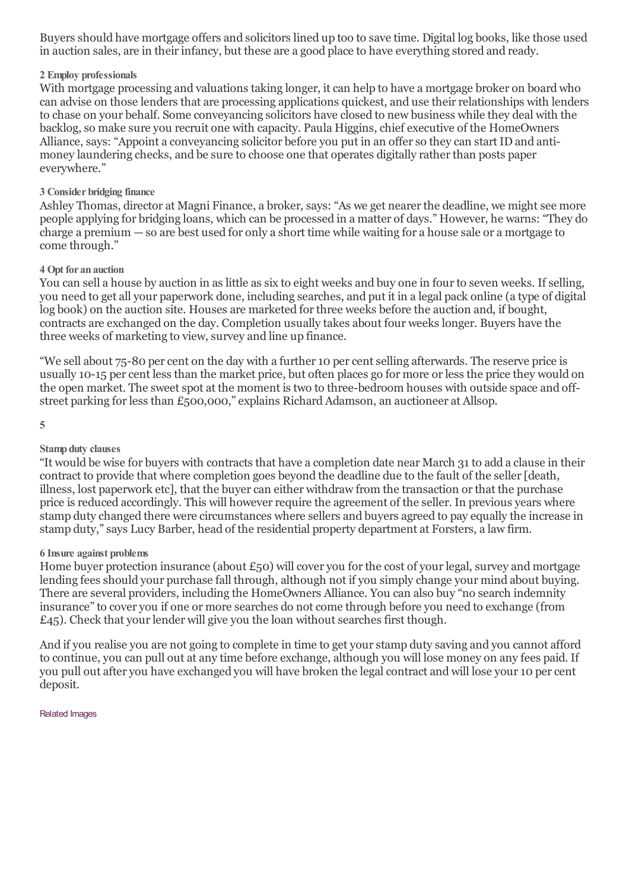Buyers should have mortgage offers and solicitors lined up too to save time. Digital log books, like those used in auction sales, are in their infancy, but these are a good place to have everything stored and ready.

**2 Employ professionals**

With mortgage processing and valuations taking longer, it can help to have a mortgage broker on board who can advise on those lenders that are processing applications quickest, and use their relationships with lenders to chase on your behalf. Some conveyancing solicitors have closed to new business while they deal with the backlog, so make sure you recruit one with capacity. Paula Higgins, chief executive of the HomeOwners Alliance, says: "Appoint a conveyancing solicitor before you put in an offer so they can start ID and anti-money laundering checks, and be sure to choose one that operates digitally rather than posts paper everywhere."

**3 Consider bridging finance**

Ashley Thomas, director at Magni Finance, a broker, says: "As we get nearer the deadline, we might see more people applying for bridging loans, which can be processed in a matter of days." However, he warns: "They do charge a premium — so are best used for only a short time while waiting for a house sale or a mortgage to come through."

**4 Opt for an auction**

You can sell a house by auction in as little as six to eight weeks and buy one in four to seven weeks. If selling, you need to get all your paperwork done, including searches, and put it in a legal pack online (a type of digital log book) on the auction site. Houses are marketed for three weeks before the auction and, if bought, contracts are exchanged on the day. Completion usually takes about four weeks longer. Buyers have the three weeks of marketing to view, survey and line up finance.

"We sell about 75-80 per cent on the day with a further 10 per cent selling afterwards. The reserve price is usually 10-15 per cent less than the market price, but often places go for more or less the price they would on the open market. The sweet spot at the moment is two to three-bedroom houses with outside space and off-street parking for less than £500,000," explains Richard Adamson, an auctioneer at Allsop.

**5**

**Stamp duty clauses**

"It would be wise for buyers with contracts that have a completion date near March 31 to add a clause in their contract to provide that where completion goes beyond the deadline due to the fault of the seller [death, illness, lost paperwork etc], that the buyer can either withdraw from the transaction or that the purchase price is reduced accordingly. This will however require the agreement of the seller. In previous years where stamp duty changed there were circumstances where sellers and buyers agreed to pay equally the increase in stamp duty," says Lucy Barber, head of the residential property department at Forsters, a law firm.

**6 Insure against problems**

Home buyer protection insurance (about £50) will cover you for the cost of your legal, survey and mortgage lending fees should your purchase fall through, although not if you simply change your mind about buying. There are several providers, including the HomeOwners Alliance. You can also buy "no search indemnity insurance" to cover you if one or more searches do not come through before you need to exchange (from £45). Check that your lender will give you the loan without searches first though.

And if you realise you are not going to complete in time to get your stamp duty saving and you cannot afford to continue, you can pull out at any time before exchange, although you will lose money on any fees paid. If you pull out after you have exchanged you will have broken the legal contract and will lose your 10 per cent deposit.

Related Images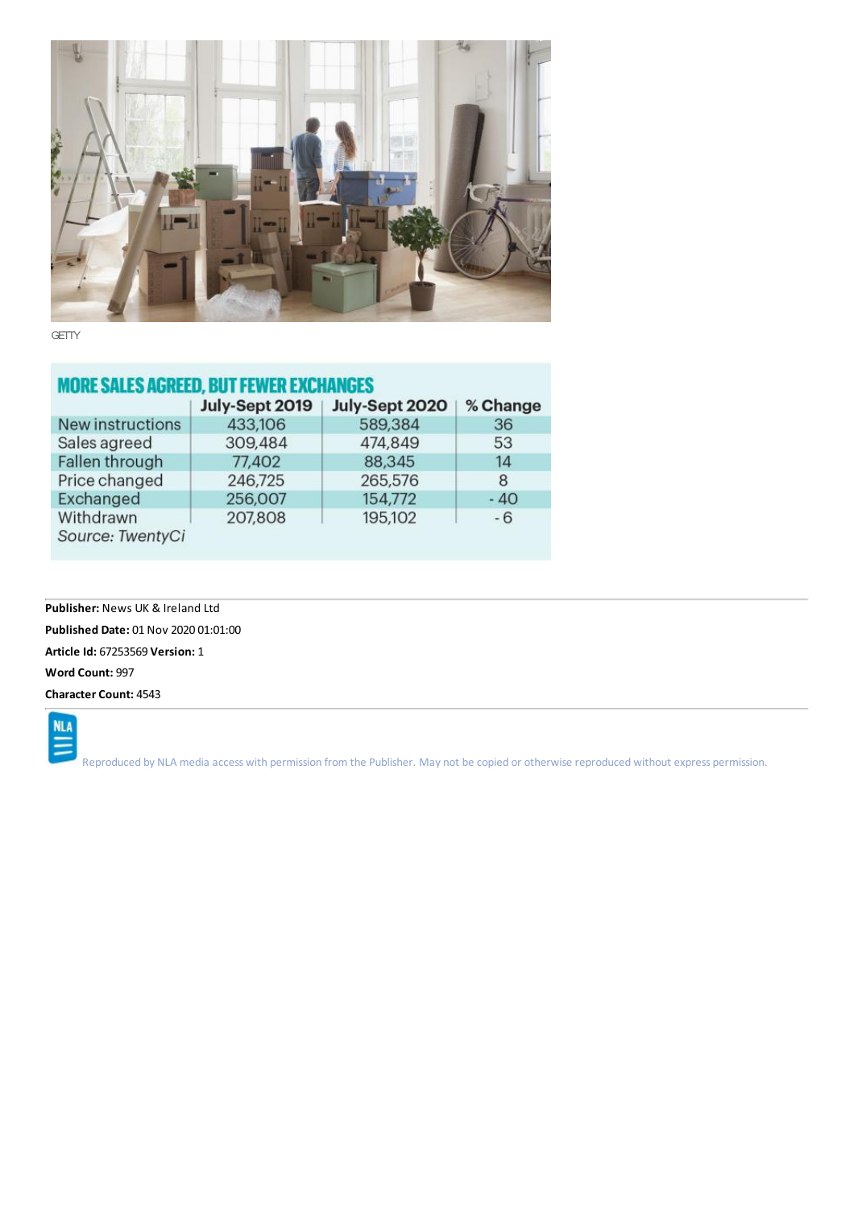GETTY

**MORE SALES AGREED, BUT FEWER EXCHANGES**

| | July-Sept 2019 | July-Sept 2020 | % Change |
|---|---|---|---|
| New instructions | 433,106 | 589,384 | 36 |
| Sales agreed | 309,484 | 474,849 | 53 |
| Fallen through | 77,402 | 88,345 | 14 |
| Price changed | 246,725 | 265,576 | 8 |
| Exchanged | 256,007 | 154,772 | - 40 |
| Withdrawn | 207,808 | 195,102 | - 6 |

*Source: TwentyCi*

**Publisher:** News UK & Ireland Ltd

**Published Date:** 01 Nov 2020 01:01:00

**Article Id:** 67253569 **Version:** 1

**Word Count:** 997

**Character Count:** 4543

Reproduced by NLA media access with permission from the Publisher. May not be copied or otherwise reproduced without express permission.